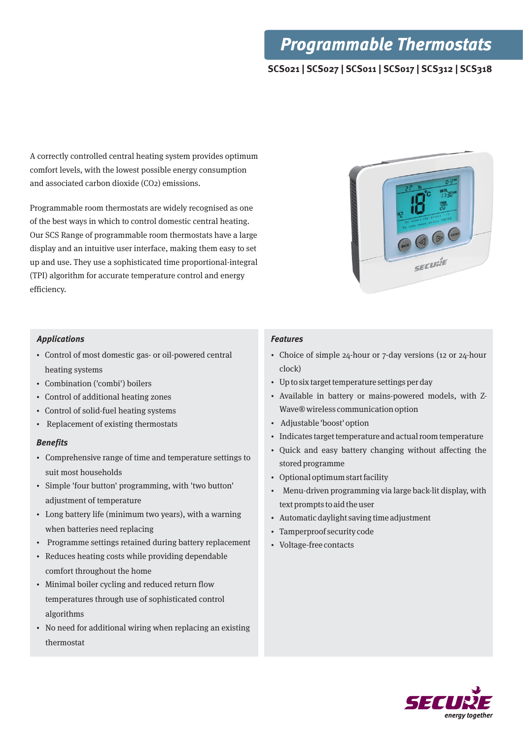# Programmable Thermostats

**SCS021 | SCS027 | SCS011 | SCS017 | SCS312 | SCS318**

A correctly controlled central heating system provides optimum comfort levels, with the lowest possible energy consumption and associated carbon dioxide ($CO_2$) emissions.

Programmable room thermostats are widely recognised as one of the best ways in which to control domestic central heating. Our SCS Range of programmable room thermostats have a large display and an intuitive user interface, making them easy to set up and use. They use a sophisticated time proportional-integral (TPI) algorithm for accurate temperature control and energy efficiency.

### *Applications*

- Control of most domestic gas- or oil-powered central heating systems
- Combination ('combi') boilers
- Control of additional heating zones
- Control of solid-fuel heating systems
- Replacement of existing thermostats

### *Benefits*

- Comprehensive range of time and temperature settings to suit most households
- Simple 'four button' programming, with 'two button' adjustment of temperature
- Long battery life (minimum two years), with a warning when batteries need replacing
- Programme settings retained during battery replacement
- Reduces heating costs while providing dependable comfort throughout the home
- Minimal boiler cycling and reduced return flow temperatures through use of sophisticated control algorithms
- No need for additional wiring when replacing an existing thermostat

### *Features*

- Choice of simple 24-hour or 7-day versions (12 or 24-hour clock)
- Up to six target temperature settings per day
- Available in battery or mains-powered models, with Z-Wave® wireless communication option
- Adjustable 'boost' option
- Indicates target temperature and actual room temperature
- Quick and easy battery changing without affecting the stored programme
- Optional optimum start facility
- Menu-driven programming via large back-lit display, with text prompts to aid the user
- Automatic daylight saving time adjustment
- Tamperproof security code
- Voltage-free contacts

SECURE *energy together*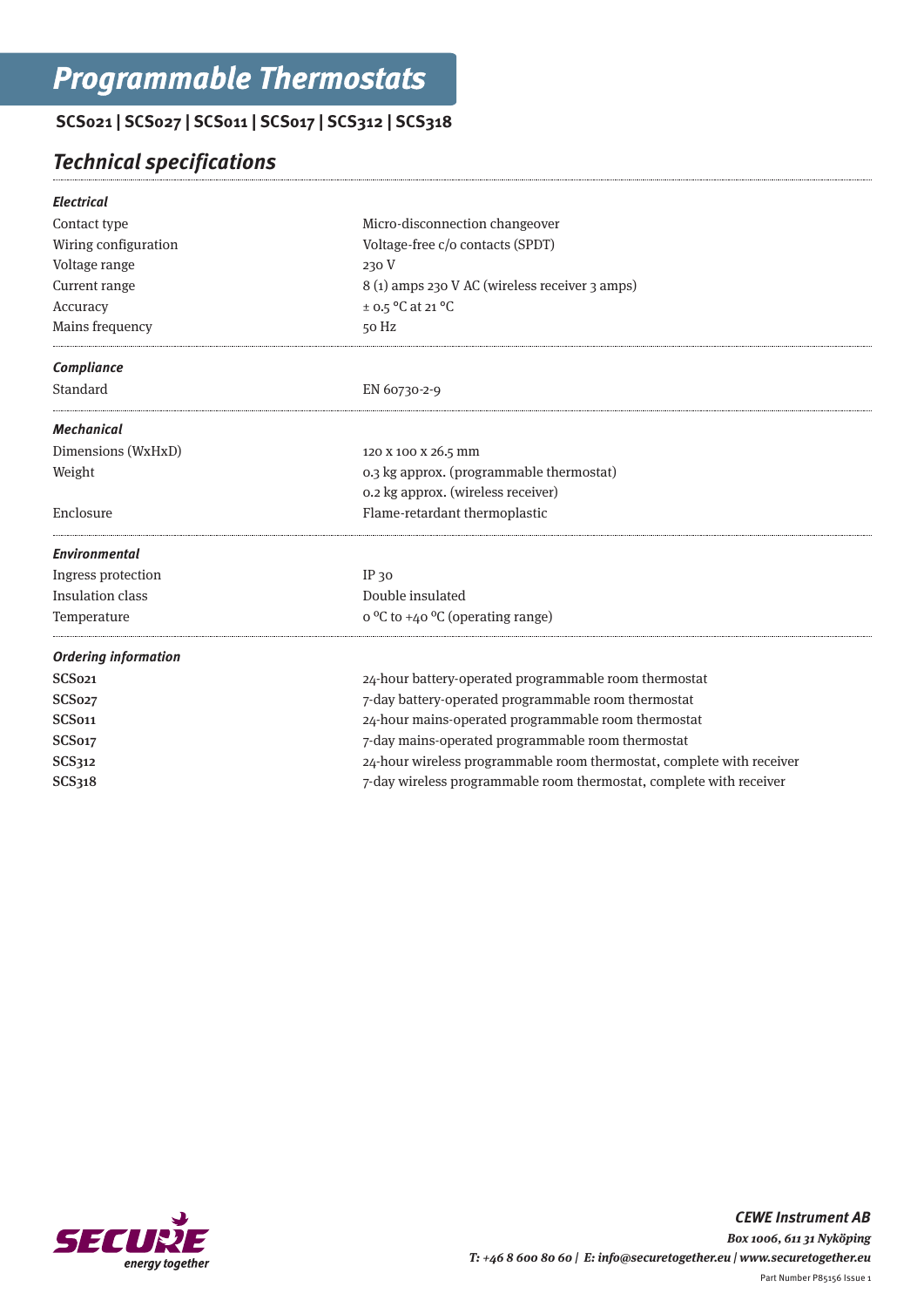# Programmable Thermostats

**SCS021 | SCS027 | SCS011 | SCS017 | SCS312 | SCS318**

## Technical specifications

| | |
|---|---|
| ***Electrical*** | |
| Contact type | Micro-disconnection changeover |
| Wiring configuration | Voltage-free c/o contacts (SPDT) |
| Voltage range | 230 V |
| Current range | 8 (1) amps 230 V AC (wireless receiver 3 amps) |
| Accuracy | ± 0.5 °C at 21 °C |
| Mains frequency | 50 Hz |
| ***Compliance*** | |
| Standard | EN 60730-2-9 |
| ***Mechanical*** | |
| Dimensions (WxHxD) | 120 x 100 x 26.5 mm |
| Weight | 0.3 kg approx. (programmable thermostat)<br>0.2 kg approx. (wireless receiver) |
| Enclosure | Flame-retardant thermoplastic |
| ***Environmental*** | |
| Ingress protection | IP 30 |
| Insulation class | Double insulated |
| Temperature | 0 °C to +40 °C (operating range) |
| ***Ordering information*** | |
| SCS021 | 24-hour battery-operated programmable room thermostat |
| SCS027 | 7-day battery-operated programmable room thermostat |
| SCS011 | 24-hour mains-operated programmable room thermostat |
| SCS017 | 7-day mains-operated programmable room thermostat |
| SCS312 | 24-hour wireless programmable room thermostat, complete with receiver |
| SCS318 | 7-day wireless programmable room thermostat, complete with receiver |

SECURE energy together

**CEWE Instrument AB**
*Box 1006, 611 31 Nyköping*
*T: +46 8 600 80 60 | E: info@securetogether.eu | www.securetogether.eu*

Part Number P85156 Issue 1